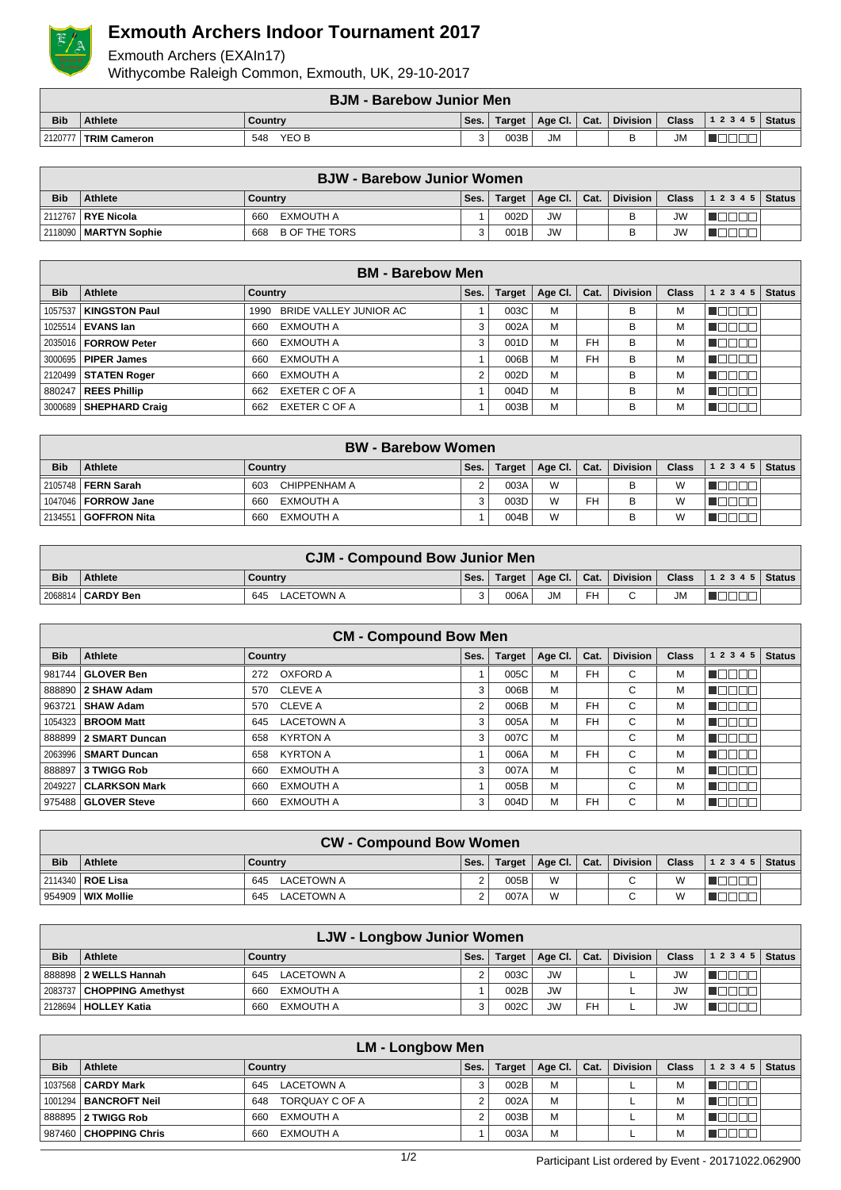# Exmouth Archers Indoor Tournament 2017

Exmouth Archers (EXAIn17)
Withycombe Raleigh Common, Exmouth, UK, 29-10-2017

| BJM - Barebow Junior Men | | | | | | | | | | |
|---|---|---|---|---|---|---|---|---|---|---|
| **Bib** | **Athlete** | **Country** | **Ses.** | **Target** | **Age Cl.** | **Cat.** | **Division** | **Class** | **1 2 3 4 5** | **Status** |
| 2120777 | **TRIM Cameron** | 548 YEO B | 3 | 003B | JM | | B | JM | | |

| BJW - Barebow Junior Women | | | | | | | | | | |
|---|---|---|---|---|---|---|---|---|---|---|
| **Bib** | **Athlete** | **Country** | **Ses.** | **Target** | **Age Cl.** | **Cat.** | **Division** | **Class** | **1 2 3 4 5** | **Status** |
| 2112767 | **RYE Nicola** | 660 EXMOUTH A | 1 | 002D | JW | | B | JW | | |
| 2118090 | **MARTYN Sophie** | 668 B OF THE TORS | 3 | 001B | JW | | B | JW | | |

| BM - Barebow Men | | | | | | | | | | |
|---|---|---|---|---|---|---|---|---|---|---|
| **Bib** | **Athlete** | **Country** | **Ses.** | **Target** | **Age Cl.** | **Cat.** | **Division** | **Class** | **1 2 3 4 5** | **Status** |
| 1057537 | **KINGSTON Paul** | 1990 BRIDE VALLEY JUNIOR AC | 1 | 003C | M | | B | M | | |
| 1025514 | **EVANS Ian** | 660 EXMOUTH A | 3 | 002A | M | | B | M | | |
| 2035016 | **FORROW Peter** | 660 EXMOUTH A | 3 | 001D | M | FH | B | M | | |
| 3000695 | **PIPER James** | 660 EXMOUTH A | 1 | 006B | M | FH | B | M | | |
| 2120499 | **STATEN Roger** | 660 EXMOUTH A | 2 | 002D | M | | B | M | | |
| 880247 | **REES Phillip** | 662 EXETER C OF A | 1 | 004D | M | | B | M | | |
| 3000689 | **SHEPHARD Craig** | 662 EXETER C OF A | 1 | 003B | M | | B | M | | |

| BW - Barebow Women | | | | | | | | | | |
|---|---|---|---|---|---|---|---|---|---|---|
| **Bib** | **Athlete** | **Country** | **Ses.** | **Target** | **Age Cl.** | **Cat.** | **Division** | **Class** | **1 2 3 4 5** | **Status** |
| 2105748 | **FERN Sarah** | 603 CHIPPENHAM A | 2 | 003A | W | | B | W | | |
| 1047046 | **FORROW Jane** | 660 EXMOUTH A | 3 | 003D | W | FH | B | W | | |
| 2134551 | **GOFFRON Nita** | 660 EXMOUTH A | 1 | 004B | W | | B | W | | |

| CJM - Compound Bow Junior Men | | | | | | | | | | |
|---|---|---|---|---|---|---|---|---|---|---|
| **Bib** | **Athlete** | **Country** | **Ses.** | **Target** | **Age Cl.** | **Cat.** | **Division** | **Class** | **1 2 3 4 5** | **Status** |
| 2068814 | **CARDY Ben** | 645 LACETOWN A | 3 | 006A | JM | FH | C | JM | | |

| CM - Compound Bow Men | | | | | | | | | | |
|---|---|---|---|---|---|---|---|---|---|---|
| **Bib** | **Athlete** | **Country** | **Ses.** | **Target** | **Age Cl.** | **Cat.** | **Division** | **Class** | **1 2 3 4 5** | **Status** |
| 981744 | **GLOVER Ben** | 272 OXFORD A | 1 | 005C | M | FH | C | M | | |
| 888890 | **2 SHAW Adam** | 570 CLEVE A | 3 | 006B | M | | C | M | | |
| 963721 | **SHAW Adam** | 570 CLEVE A | 2 | 006B | M | FH | C | M | | |
| 1054323 | **BROOM Matt** | 645 LACETOWN A | 3 | 005A | M | FH | C | M | | |
| 888899 | **2 SMART Duncan** | 658 KYRTON A | 3 | 007C | M | | C | M | | |
| 2063996 | **SMART Duncan** | 658 KYRTON A | 1 | 006A | M | FH | C | M | | |
| 888897 | **3 TWIGG Rob** | 660 EXMOUTH A | 3 | 007A | M | | C | M | | |
| 2049227 | **CLARKSON Mark** | 660 EXMOUTH A | 1 | 005B | M | | C | M | | |
| 975488 | **GLOVER Steve** | 660 EXMOUTH A | 3 | 004D | M | FH | C | M | | |

| CW - Compound Bow Women | | | | | | | | | | |
|---|---|---|---|---|---|---|---|---|---|---|
| **Bib** | **Athlete** | **Country** | **Ses.** | **Target** | **Age Cl.** | **Cat.** | **Division** | **Class** | **1 2 3 4 5** | **Status** |
| 2114340 | **ROE Lisa** | 645 LACETOWN A | 2 | 005B | W | | C | W | | |
| 954909 | **WIX Mollie** | 645 LACETOWN A | 2 | 007A | W | | C | W | | |

| LJW - Longbow Junior Women | | | | | | | | | | |
|---|---|---|---|---|---|---|---|---|---|---|
| **Bib** | **Athlete** | **Country** | **Ses.** | **Target** | **Age Cl.** | **Cat.** | **Division** | **Class** | **1 2 3 4 5** | **Status** |
| 888898 | **2 WELLS Hannah** | 645 LACETOWN A | 2 | 003C | JW | | L | JW | | |
| 2083737 | **CHOPPING Amethyst** | 660 EXMOUTH A | 1 | 002B | JW | | L | JW | | |
| 2128694 | **HOLLEY Katia** | 660 EXMOUTH A | 3 | 002C | JW | FH | L | JW | | |

| LM - Longbow Men | | | | | | | | | | |
|---|---|---|---|---|---|---|---|---|---|---|
| **Bib** | **Athlete** | **Country** | **Ses.** | **Target** | **Age Cl.** | **Cat.** | **Division** | **Class** | **1 2 3 4 5** | **Status** |
| 1037568 | **CARDY Mark** | 645 LACETOWN A | 3 | 002B | M | | L | M | | |
| 1001294 | **BANCROFT Neil** | 648 TORQUAY C OF A | 2 | 002A | M | | L | M | | |
| 888895 | **2 TWIGG Rob** | 660 EXMOUTH A | 2 | 003B | M | | L | M | | |
| 987460 | **CHOPPING Chris** | 660 EXMOUTH A | 1 | 003A | M | | L | M | | |

Participant List ordered by Event - 20171022.062900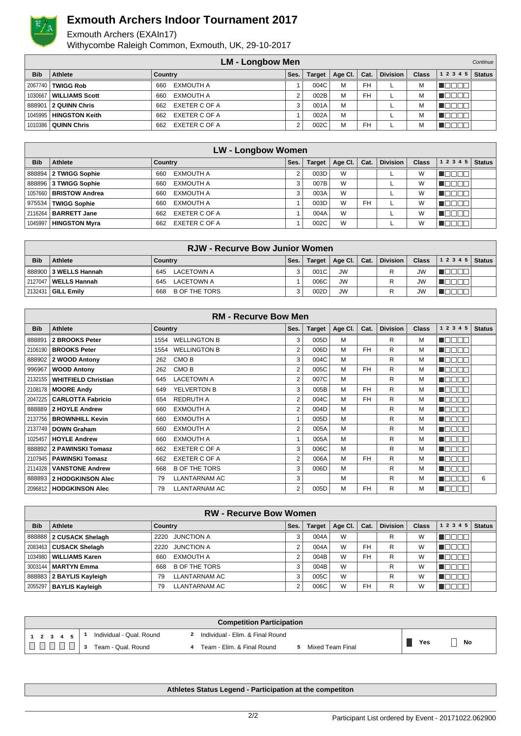# Exmouth Archers Indoor Tournament 2017

Exmouth Archers (EXAIn17)
Withycombe Raleigh Common, Exmouth, UK, 29-10-2017

## LM - Longbow Men

*Continue*

| Bib | Athlete | Country | Ses. | Target | Age Cl. | Cat. | Division | Class | 1 2 3 4 5 | Status |
|---|---|---|---|---|---|---|---|---|---|---|
| 2067740 | **TWIGG Rob** | 660 EXMOUTH A | 1 | 004C | M | FH | L | M | ■□□□□ | |
| 1030667 | **WILLIAMS Scott** | 660 EXMOUTH A | 2 | 002B | M | FH | L | M | ■□□□□ | |
| 888901 | **2 QUINN Chris** | 662 EXETER C OF A | 3 | 001A | M | | L | M | ■□□□□ | |
| 1045995 | **HINGSTON Keith** | 662 EXETER C OF A | 1 | 002A | M | | L | M | ■□□□□ | |
| 1010386 | **QUINN Chris** | 662 EXETER C OF A | 2 | 002C | M | FH | L | M | ■□□□□ | |

## LW - Longbow Women

| Bib | Athlete | Country | Ses. | Target | Age Cl. | Cat. | Division | Class | 1 2 3 4 5 | Status |
|---|---|---|---|---|---|---|---|---|---|---|
| 888894 | **2 TWIGG Sophie** | 660 EXMOUTH A | 2 | 003D | W | | L | W | ■□□□□ | |
| 888896 | **3 TWIGG Sophie** | 660 EXMOUTH A | 3 | 007B | W | | L | W | ■□□□□ | |
| 1057660 | **BRISTOW Andrea** | 660 EXMOUTH A | 3 | 003A | W | | L | W | ■□□□□ | |
| 975534 | **TWIGG Sophie** | 660 EXMOUTH A | 1 | 003D | W | FH | L | W | ■□□□□ | |
| 2116264 | **BARRETT Jane** | 662 EXETER C OF A | 1 | 004A | W | | L | W | ■□□□□ | |
| 1045997 | **HINGSTON Myra** | 662 EXETER C OF A | 1 | 002C | W | | L | W | ■□□□□ | |

## RJW - Recurve Bow Junior Women

| Bib | Athlete | Country | Ses. | Target | Age Cl. | Cat. | Division | Class | 1 2 3 4 5 | Status |
|---|---|---|---|---|---|---|---|---|---|---|
| 888900 | **3 WELLS Hannah** | 645 LACETOWN A | 3 | 001C | JW | | R | JW | ■□□□□ | |
| 2127047 | **WELLS Hannah** | 645 LACETOWN A | 1 | 006C | JW | | R | JW | ■□□□□ | |
| 2132431 | **GILL Emily** | 668 B OF THE TORS | 3 | 002D | JW | | R | JW | ■□□□□ | |

## RM - Recurve Bow Men

| Bib | Athlete | Country | Ses. | Target | Age Cl. | Cat. | Division | Class | 1 2 3 4 5 | Status |
|---|---|---|---|---|---|---|---|---|---|---|
| 888891 | **2 BROOKS Peter** | 1554 WELLINGTON B | 3 | 005D | M | | R | M | ■□□□□ | |
| 2106190 | **BROOKS Peter** | 1554 WELLINGTON B | 2 | 006D | M | FH | R | M | ■□□□□ | |
| 888902 | **2 WOOD Antony** | 262 CMO B | 3 | 004C | M | | R | M | ■□□□□ | |
| 996967 | **WOOD Antony** | 262 CMO B | 2 | 005C | M | FH | R | M | ■□□□□ | |
| 2132155 | **WHITFIELD Christian** | 645 LACETOWN A | 2 | 007C | M | | R | M | ■□□□□ | |
| 2108178 | **MOORE Andy** | 649 YELVERTON B | 3 | 005B | M | FH | R | M | ■□□□□ | |
| 2047225 | **CARLOTTA Fabricio** | 654 REDRUTH A | 2 | 004C | M | FH | R | M | ■□□□□ | |
| 888889 | **2 HOYLE Andrew** | 660 EXMOUTH A | 2 | 004D | M | | R | M | ■□□□□ | |
| 2137756 | **BROWNHILL Kevin** | 660 EXMOUTH A | 1 | 005D | M | | R | M | ■□□□□ | |
| 2137749 | **DOWN Graham** | 660 EXMOUTH A | 2 | 005A | M | | R | M | ■□□□□ | |
| 1025457 | **HOYLE Andrew** | 660 EXMOUTH A | 1 | 005A | M | | R | M | ■□□□□ | |
| 888892 | **2 PAWINSKI Tomasz** | 662 EXETER C OF A | 3 | 006C | M | | R | M | ■□□□□ | |
| 2107945 | **PAWINSKI Tomasz** | 662 EXETER C OF A | 2 | 006A | M | FH | R | M | ■□□□□ | |
| 2114328 | **VANSTONE Andrew** | 668 B OF THE TORS | 3 | 006D | M | | R | M | ■□□□□ | |
| 888893 | **2 HODGKINSON Alec** | 79 LLANTARNAM AC | 3 | | M | | R | M | ■□□□□ | 6 |
| 2096812 | **HODGKINSON Alec** | 79 LLANTARNAM AC | 2 | 005D | M | FH | R | M | ■□□□□ | |

## RW - Recurve Bow Women

| Bib | Athlete | Country | Ses. | Target | Age Cl. | Cat. | Division | Class | 1 2 3 4 5 | Status |
|---|---|---|---|---|---|---|---|---|---|---|
| 888888 | **2 CUSACK Shelagh** | 2220 JUNCTION A | 3 | 004A | W | | R | W | ■□□□□ | |
| 2083463 | **CUSACK Shelagh** | 2220 JUNCTION A | 2 | 004A | W | FH | R | W | ■□□□□ | |
| 1034980 | **WILLIAMS Karen** | 660 EXMOUTH A | 2 | 004B | W | FH | R | W | ■□□□□ | |
| 3003144 | **MARTYN Emma** | 668 B OF THE TORS | 3 | 004B | W | | R | W | ■□□□□ | |
| 888883 | **2 BAYLIS Kayleigh** | 79 LLANTARNAM AC | 3 | 005C | W | | R | W | ■□□□□ | |
| 2055297 | **BAYLIS Kayleigh** | 79 LLANTARNAM AC | 2 | 006C | W | FH | R | W | ■□□□□ | |

## Competition Participation

| 1 2 3 4 5 | | | |
|---|---|---|---|
| □□□□□ | 1 Individual - Qual. Round | 2 Individual - Elim. & Final Round | ■ Yes □ No |
| | 3 Team - Qual. Round | 4 Team - Elim. & Final Round 5 Mixed Team Final | |

**Athletes Status Legend - Participation at the competiton**

Participant List ordered by Event - 20171022.062900